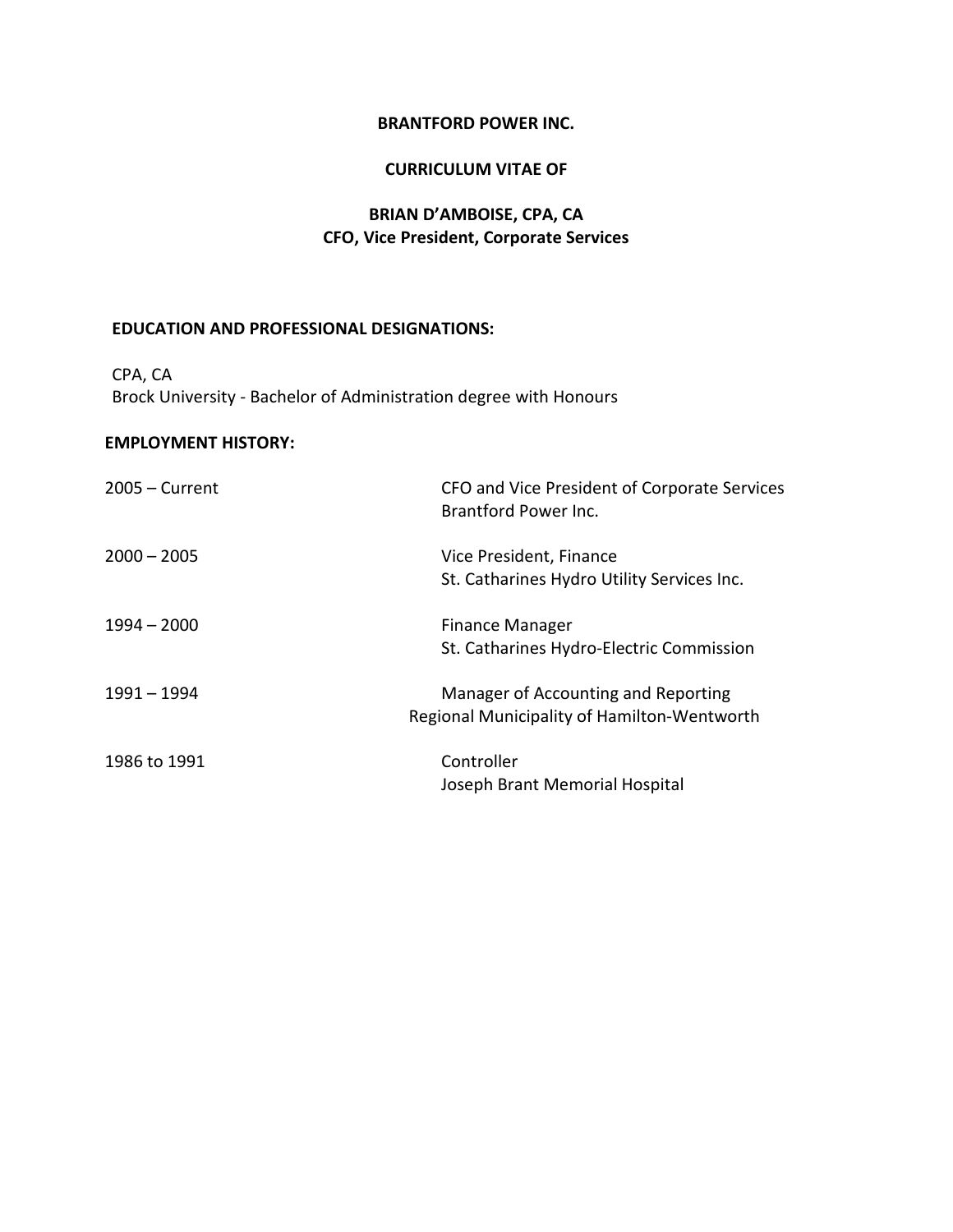**BRANTFORD POWER INC.**

**CURRICULUM VITAE OF**

**BRIAN D'AMBOISE, CPA, CA**
**CFO, Vice President, Corporate Services**

**EDUCATION AND PROFESSIONAL DESIGNATIONS:**

CPA, CA
Brock University - Bachelor of Administration degree with Honours

**EMPLOYMENT HISTORY:**

| | |
|---|---|
| 2005 – Current | CFO and Vice President of Corporate Services<br>Brantford Power Inc. |
| 2000 – 2005 | Vice President, Finance<br>St. Catharines Hydro Utility Services Inc. |
| 1994 – 2000 | Finance Manager<br>St. Catharines Hydro-Electric Commission |
| 1991 – 1994 | Manager of Accounting and Reporting<br>Regional Municipality of Hamilton-Wentworth |
| 1986 to 1991 | Controller<br>Joseph Brant Memorial Hospital |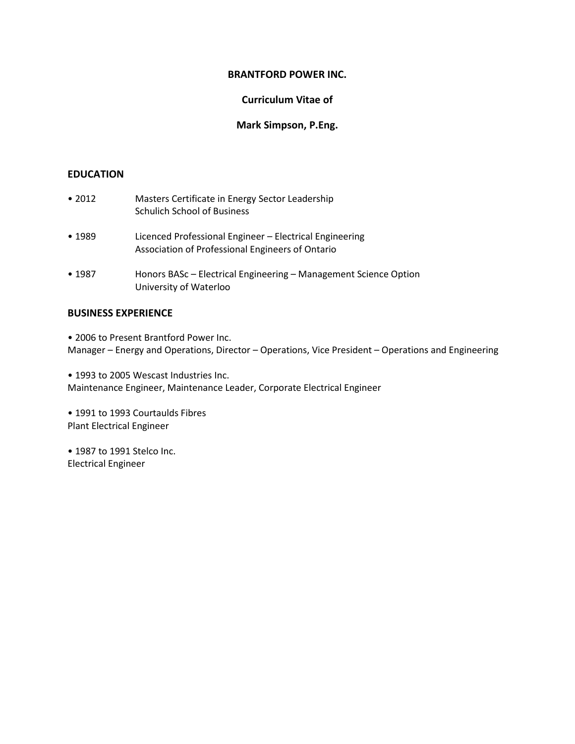**BRANTFORD POWER INC.**

**Curriculum Vitae of**

**Mark Simpson, P.Eng.**

## EDUCATION

- 2012 Masters Certificate in Energy Sector Leadership
  Schulich School of Business

- 1989 Licenced Professional Engineer – Electrical Engineering
  Association of Professional Engineers of Ontario

- 1987 Honors BASc – Electrical Engineering – Management Science Option
  University of Waterloo

## BUSINESS EXPERIENCE

- 2006 to Present Brantford Power Inc.
  Manager – Energy and Operations, Director – Operations, Vice President – Operations and Engineering

- 1993 to 2005 Wescast Industries Inc.
  Maintenance Engineer, Maintenance Leader, Corporate Electrical Engineer

- 1991 to 1993 Courtaulds Fibres
  Plant Electrical Engineer

- 1987 to 1991 Stelco Inc.
  Electrical Engineer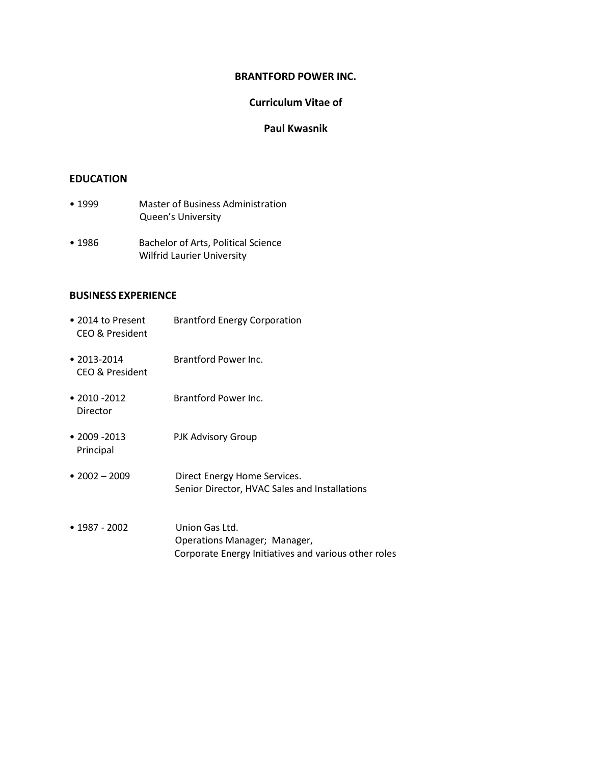**BRANTFORD POWER INC.**

**Curriculum Vitae of**

**Paul Kwasnik**

## EDUCATION

- 1999 — Master of Business Administration
  Queen's University

- 1986 — Bachelor of Arts, Political Science
  Wilfrid Laurier University

## BUSINESS EXPERIENCE

- 2014 to Present — Brantford Energy Corporation
  CEO & President

- 2013-2014 — Brantford Power Inc.
  CEO & President

- 2010 -2012 — Brantford Power Inc.
  Director

- 2009 -2013 — PJK Advisory Group
  Principal

- 2002 – 2009 — Direct Energy Home Services.
  Senior Director, HVAC Sales and Installations

- 1987 - 2002 — Union Gas Ltd.
  Operations Manager; Manager,
  Corporate Energy Initiatives and various other roles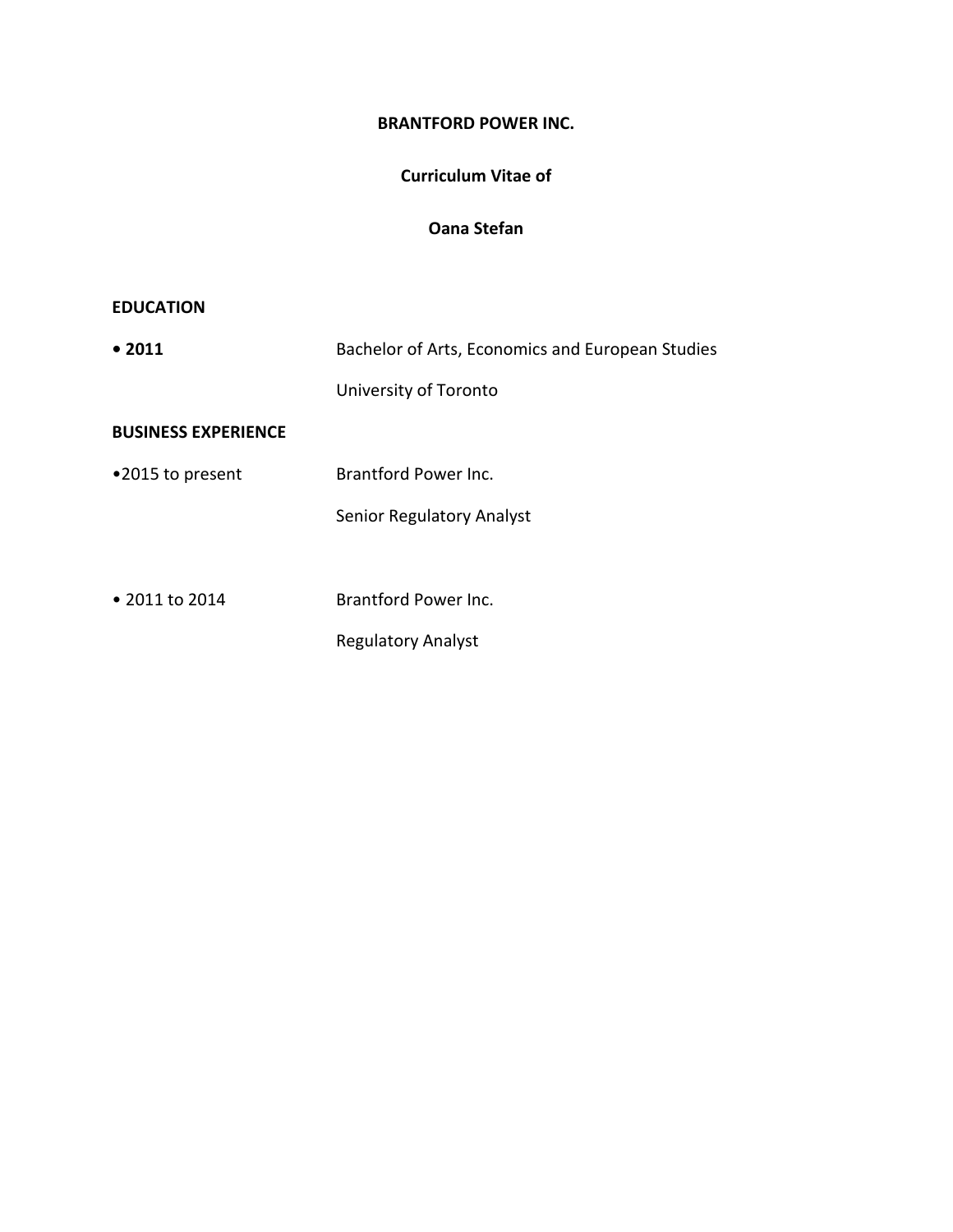**BRANTFORD POWER INC.**

**Curriculum Vitae of**

**Oana Stefan**

## EDUCATION

- **2011** — Bachelor of Arts, Economics and European Studies
  University of Toronto

## BUSINESS EXPERIENCE

- 2015 to present — Brantford Power Inc.
  Senior Regulatory Analyst

- 2011 to 2014 — Brantford Power Inc.
  Regulatory Analyst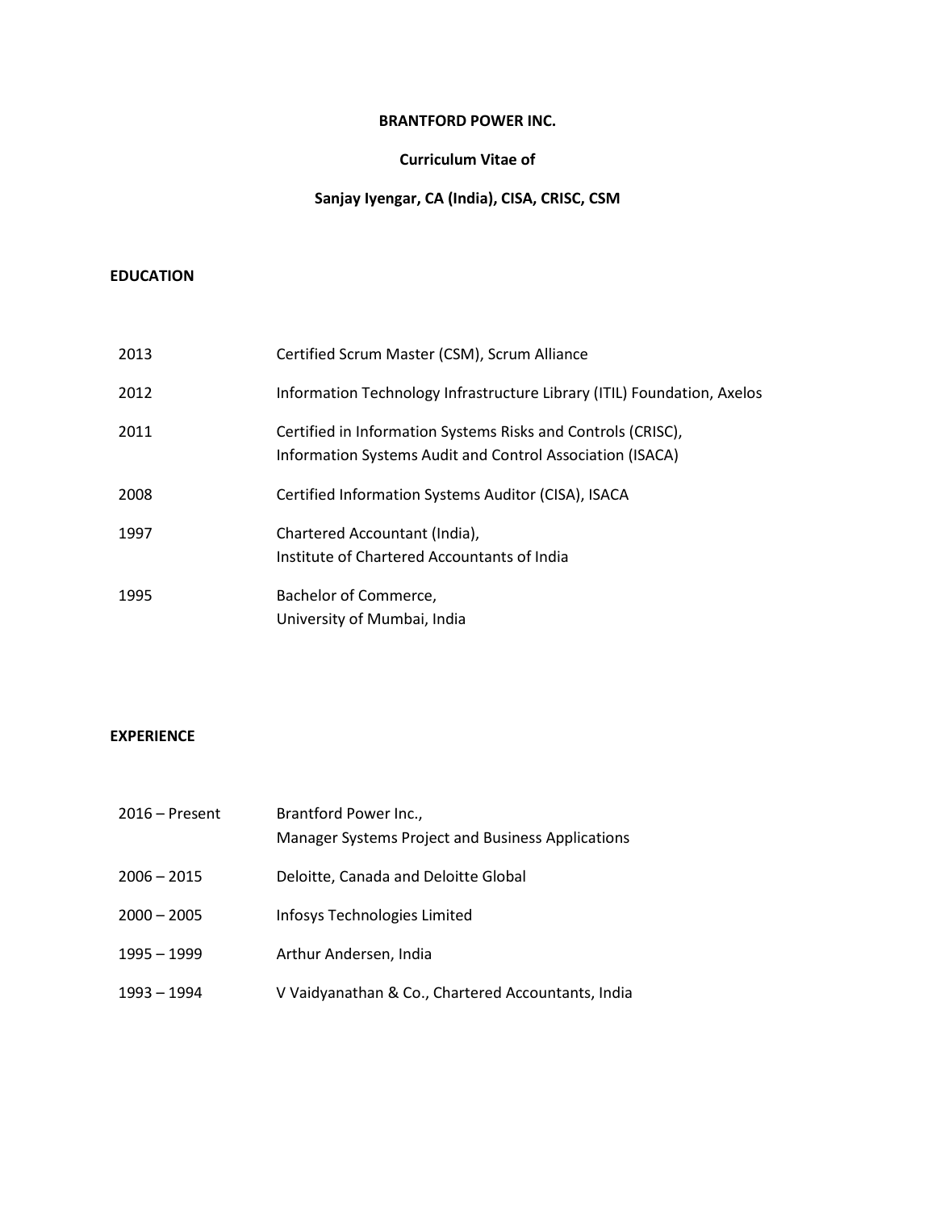**BRANTFORD POWER INC.**

**Curriculum Vitae of**

**Sanjay Iyengar, CA (India), CISA, CRISC, CSM**

## EDUCATION

| | |
|---|---|
| 2013 | Certified Scrum Master (CSM), Scrum Alliance |
| 2012 | Information Technology Infrastructure Library (ITIL) Foundation, Axelos |
| 2011 | Certified in Information Systems Risks and Controls (CRISC), Information Systems Audit and Control Association (ISACA) |
| 2008 | Certified Information Systems Auditor (CISA), ISACA |
| 1997 | Chartered Accountant (India), Institute of Chartered Accountants of India |
| 1995 | Bachelor of Commerce, University of Mumbai, India |

## EXPERIENCE

| | |
|---|---|
| 2016 – Present | Brantford Power Inc., Manager Systems Project and Business Applications |
| 2006 – 2015 | Deloitte, Canada and Deloitte Global |
| 2000 – 2005 | Infosys Technologies Limited |
| 1995 – 1999 | Arthur Andersen, India |
| 1993 – 1994 | V Vaidyanathan & Co., Chartered Accountants, India |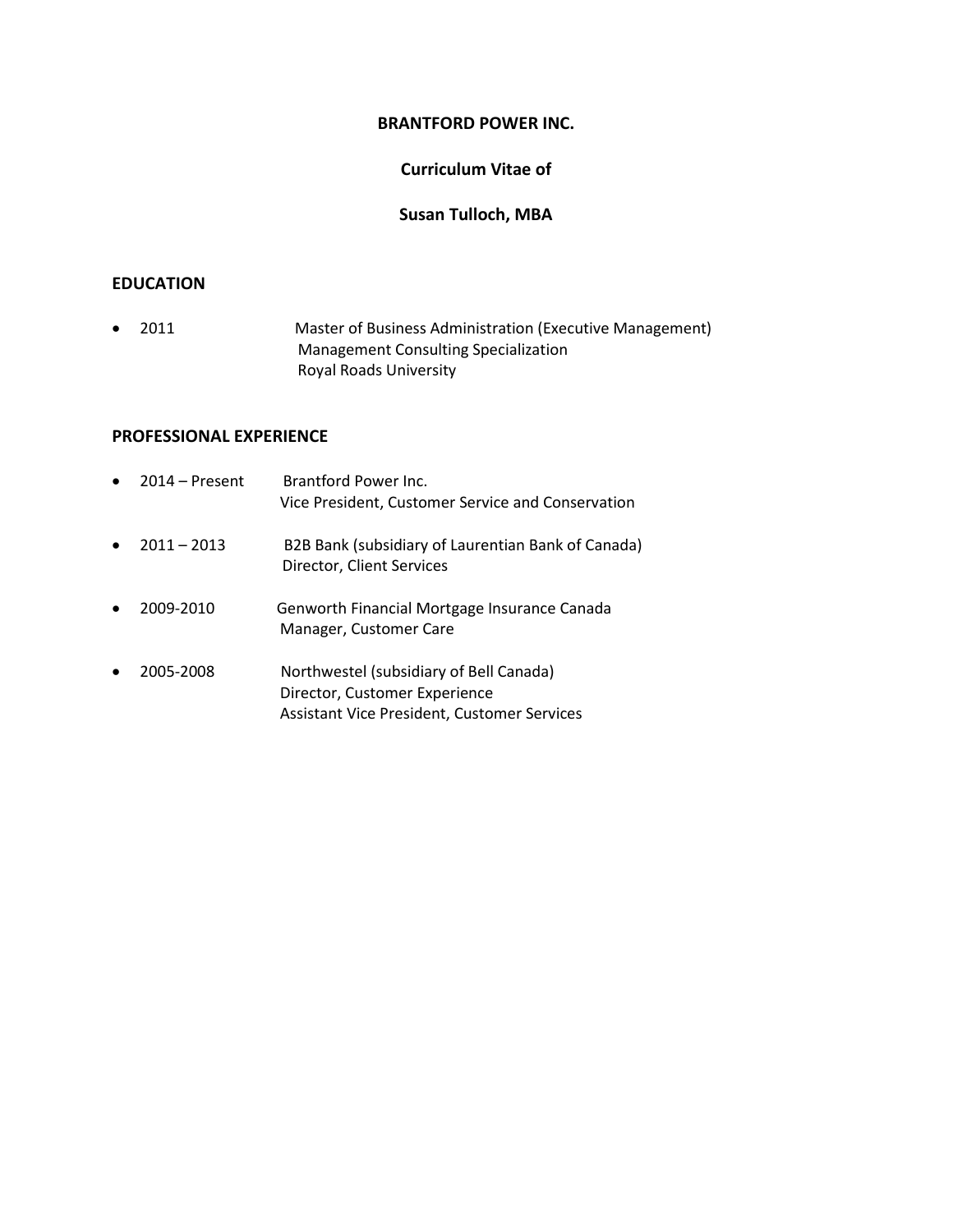**BRANTFORD POWER INC.**

**Curriculum Vitae of**

**Susan Tulloch, MBA**

## EDUCATION

- 2011 Master of Business Administration (Executive Management)
  Management Consulting Specialization
  Royal Roads University

## PROFESSIONAL EXPERIENCE

- 2014 – Present Brantford Power Inc.
  Vice President, Customer Service and Conservation
- 2011 – 2013 B2B Bank (subsidiary of Laurentian Bank of Canada)
  Director, Client Services
- 2009-2010 Genworth Financial Mortgage Insurance Canada
  Manager, Customer Care
- 2005-2008 Northwestel (subsidiary of Bell Canada)
  Director, Customer Experience
  Assistant Vice President, Customer Services